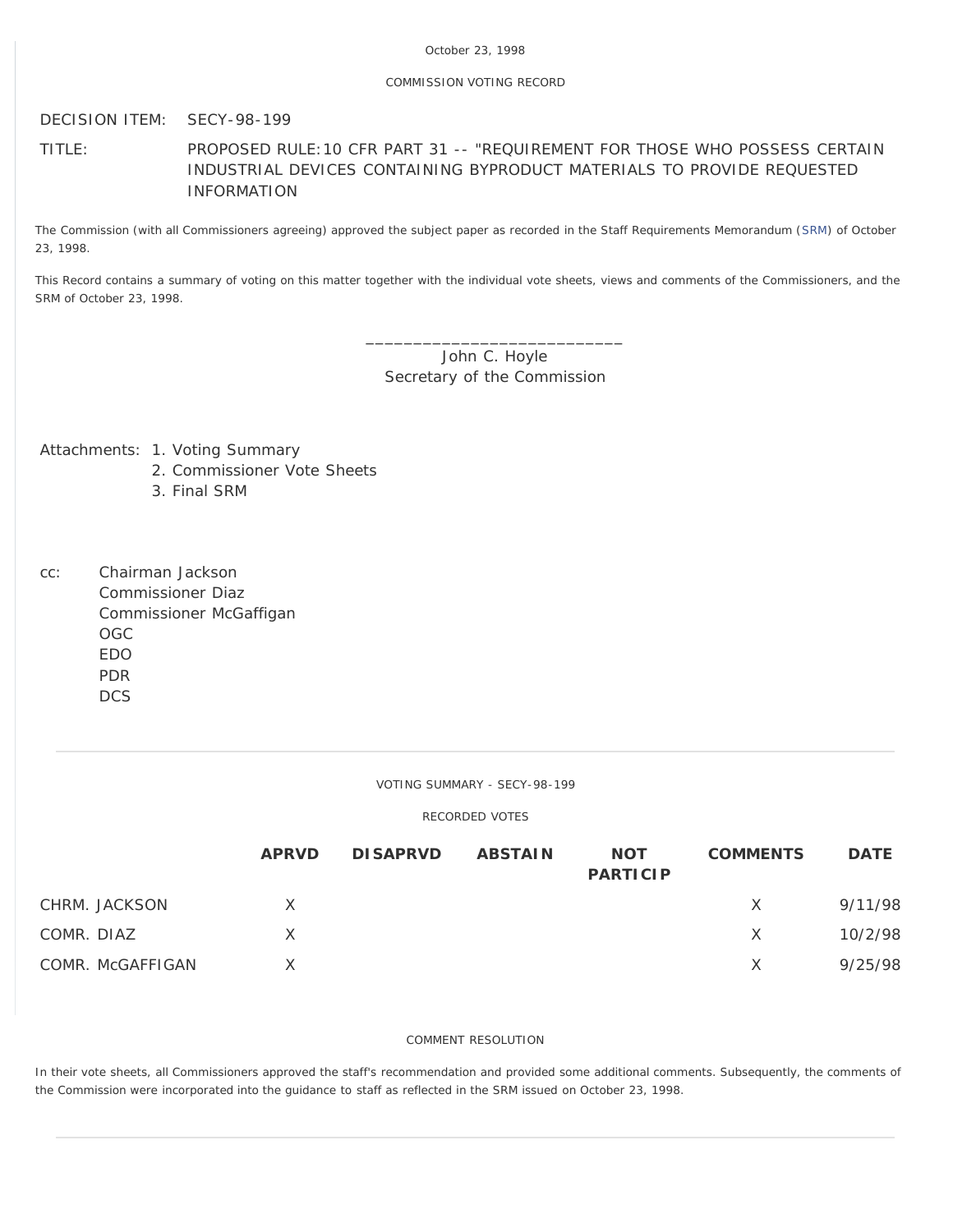October 23, 1998

COMMISSION VOTING RECORD

DECISION ITEM: SECY-98-199

TITLE: PROPOSED RULE:10 CFR PART 31 -- "REQUIREMENT FOR THOSE WHO POSSESS CERTAIN INDUSTRIAL DEVICES CONTAINING BYPRODUCT MATERIALS TO PROVIDE REQUESTED INFORMATION

The Commission (with all Commissioners agreeing) approved the subject paper as recorded in the Staff Requirements Memorandum (SRM) of October 23, 1998.

This Record contains a summary of voting on this matter together with the individual vote sheets, views and comments of the Commissioners, and the SRM of October 23, 1998.

\_\_\_\_\_\_\_\_\_\_\_\_\_\_\_\_\_\_\_\_\_\_\_\_\_\_\_\_\_
John C. Hoyle
Secretary of the Commission

Attachments:
1. Voting Summary
2. Commissioner Vote Sheets
3. Final SRM

cc:
Chairman Jackson
Commissioner Diaz
Commissioner McGaffigan
OGC
EDO
PDR
DCS

---

VOTING SUMMARY - SECY-98-199

RECORDED VOTES

| | APRVD | DISAPRVD | ABSTAIN | NOT PARTICIP | COMMENTS | DATE |
|---|---|---|---|---|---|---|
| CHRM. JACKSON | X | | | | X | 9/11/98 |
| COMR. DIAZ | X | | | | X | 10/2/98 |
| COMR. McGAFFIGAN | X | | | | X | 9/25/98 |

COMMENT RESOLUTION

In their vote sheets, all Commissioners approved the staff's recommendation and provided some additional comments. Subsequently, the comments of the Commission were incorporated into the guidance to staff as reflected in the SRM issued on October 23, 1998.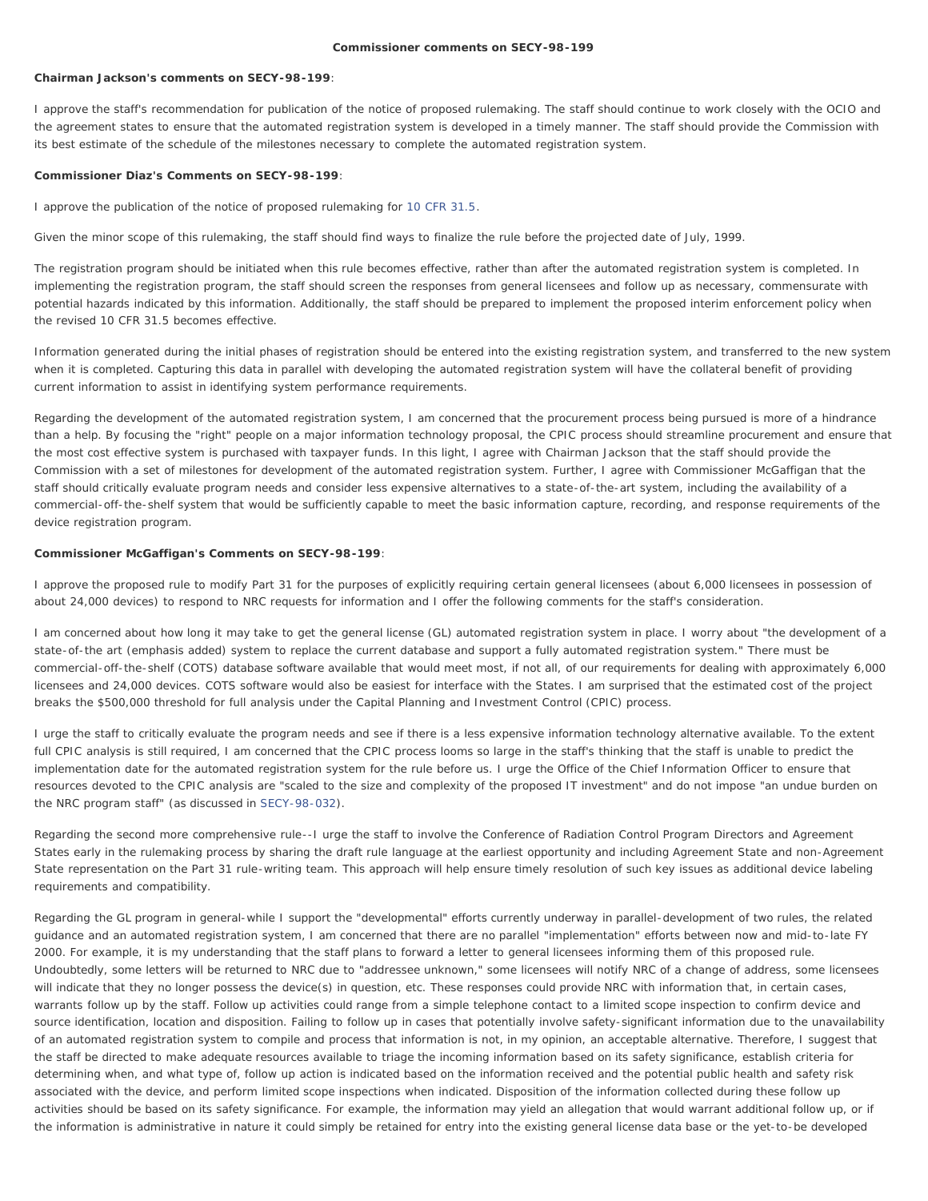**Commissioner comments on SECY-98-199**

**Chairman Jackson's comments on SECY-98-199**:

I approve the staff's recommendation for publication of the notice of proposed rulemaking. The staff should continue to work closely with the OCIO and the agreement states to ensure that the automated registration system is developed in a timely manner. The staff should provide the Commission with its best estimate of the schedule of the milestones necessary to complete the automated registration system.

**Commissioner Diaz's Comments on SECY-98-199**:

I approve the publication of the notice of proposed rulemaking for 10 CFR 31.5.

Given the minor scope of this rulemaking, the staff should find ways to finalize the rule before the projected date of July, 1999.

The registration program should be initiated when this rule becomes effective, rather than after the automated registration system is completed. In implementing the registration program, the staff should screen the responses from general licensees and follow up as necessary, commensurate with potential hazards indicated by this information. Additionally, the staff should be prepared to implement the proposed interim enforcement policy when the revised 10 CFR 31.5 becomes effective.

Information generated during the initial phases of registration should be entered into the existing registration system, and transferred to the new system when it is completed. Capturing this data in parallel with developing the automated registration system will have the collateral benefit of providing current information to assist in identifying system performance requirements.

Regarding the development of the automated registration system, I am concerned that the procurement process being pursued is more of a hindrance than a help. By focusing the "right" people on a major information technology proposal, the CPIC process should streamline procurement and ensure that the most cost effective system is purchased with taxpayer funds. In this light, I agree with Chairman Jackson that the staff should provide the Commission with a set of milestones for development of the automated registration system. Further, I agree with Commissioner McGaffigan that the staff should critically evaluate program needs and consider less expensive alternatives to a state-of-the-art system, including the availability of a commercial-off-the-shelf system that would be sufficiently capable to meet the basic information capture, recording, and response requirements of the device registration program.

**Commissioner McGaffigan's Comments on SECY-98-199**:

I approve the proposed rule to modify Part 31 for the purposes of explicitly requiring certain general licensees (about 6,000 licensees in possession of about 24,000 devices) to respond to NRC requests for information and I offer the following comments for the staff's consideration.

I am concerned about how long it may take to get the general license (GL) automated registration system in place. I worry about "the development of a state-of-the art (emphasis added) system to replace the current database and support a fully automated registration system." There must be commercial-off-the-shelf (COTS) database software available that would meet most, if not all, of our requirements for dealing with approximately 6,000 licensees and 24,000 devices. COTS software would also be easiest for interface with the States. I am surprised that the estimated cost of the project breaks the $500,000 threshold for full analysis under the Capital Planning and Investment Control (CPIC) process.

I urge the staff to critically evaluate the program needs and see if there is a less expensive information technology alternative available. To the extent full CPIC analysis is still required, I am concerned that the CPIC process looms so large in the staff's thinking that the staff is unable to predict the implementation date for the automated registration system for the rule before us. I urge the Office of the Chief Information Officer to ensure that resources devoted to the CPIC analysis are "scaled to the size and complexity of the proposed IT investment" and do not impose "an undue burden on the NRC program staff" (as discussed in SECY-98-032).

Regarding the second more comprehensive rule--I urge the staff to involve the Conference of Radiation Control Program Directors and Agreement States early in the rulemaking process by sharing the draft rule language at the earliest opportunity and including Agreement State and non-Agreement State representation on the Part 31 rule-writing team. This approach will help ensure timely resolution of such key issues as additional device labeling requirements and compatibility.

Regarding the GL program in general-while I support the "developmental" efforts currently underway in parallel-development of two rules, the related guidance and an automated registration system, I am concerned that there are no parallel "implementation" efforts between now and mid-to-late FY 2000. For example, it is my understanding that the staff plans to forward a letter to general licensees informing them of this proposed rule. Undoubtedly, some letters will be returned to NRC due to "addressee unknown," some licensees will notify NRC of a change of address, some licensees will indicate that they no longer possess the device(s) in question, etc. These responses could provide NRC with information that, in certain cases, warrants follow up by the staff. Follow up activities could range from a simple telephone contact to a limited scope inspection to confirm device and source identification, location and disposition. Failing to follow up in cases that potentially involve safety-significant information due to the unavailability of an automated registration system to compile and process that information is not, in my opinion, an acceptable alternative. Therefore, I suggest that the staff be directed to make adequate resources available to triage the incoming information based on its safety significance, establish criteria for determining when, and what type of, follow up action is indicated based on the information received and the potential public health and safety risk associated with the device, and perform limited scope inspections when indicated. Disposition of the information collected during these follow up activities should be based on its safety significance. For example, the information may yield an allegation that would warrant additional follow up, or if the information is administrative in nature it could simply be retained for entry into the existing general license data base or the yet-to-be developed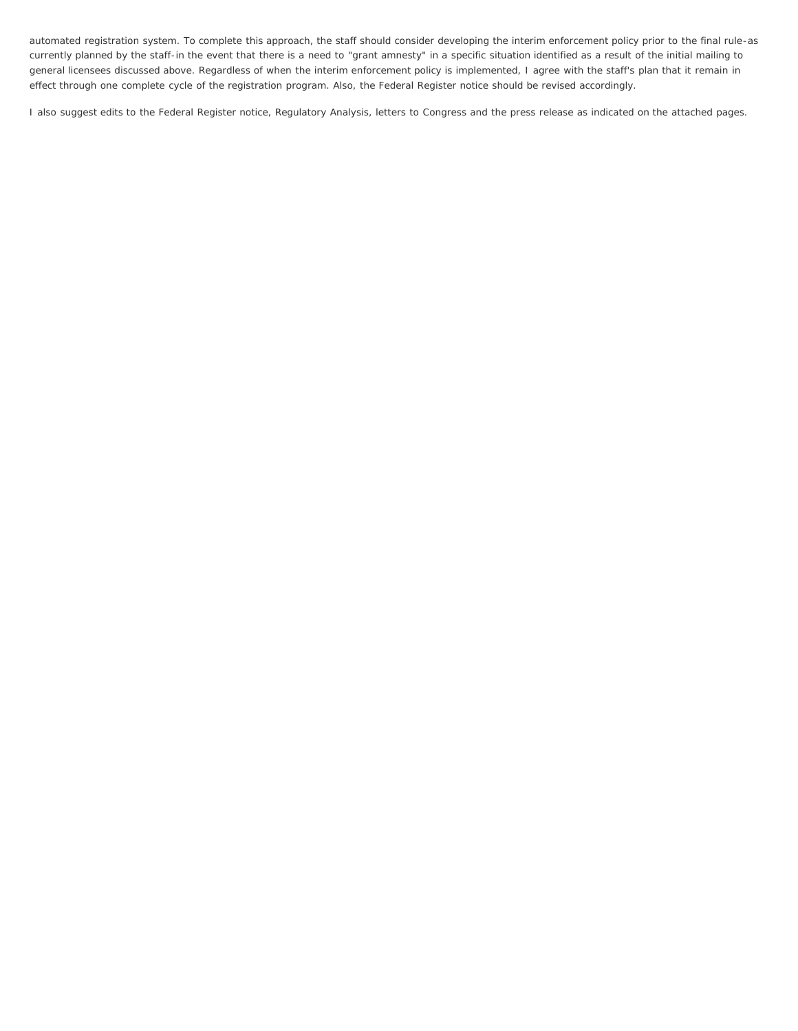automated registration system. To complete this approach, the staff should consider developing the interim enforcement policy prior to the final rule-as currently planned by the staff-in the event that there is a need to "grant amnesty" in a specific situation identified as a result of the initial mailing to general licensees discussed above. Regardless of when the interim enforcement policy is implemented, I agree with the staff's plan that it remain in effect through one complete cycle of the registration program. Also, the Federal Register notice should be revised accordingly.

I also suggest edits to the Federal Register notice, Regulatory Analysis, letters to Congress and the press release as indicated on the attached pages.